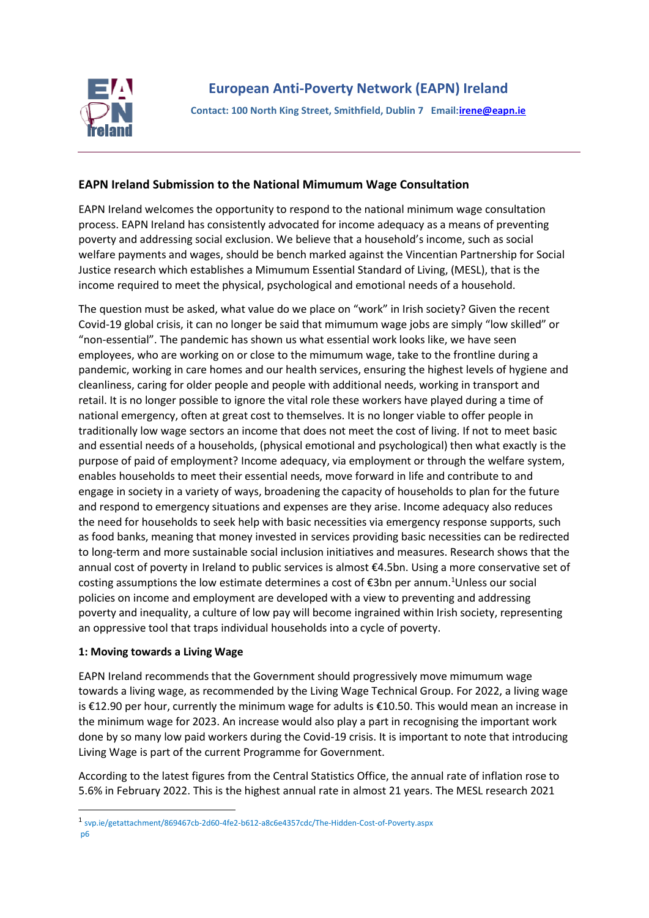# European Anti-Poverty Network (EAPN) Ireland

**Contact: 100 North King Street, Smithfield, Dublin 7 Email:irene@eapn.ie**

## EAPN Ireland Submission to the National Mimumum Wage Consultation

EAPN Ireland welcomes the opportunity to respond to the national minimum wage consultation process. EAPN Ireland has consistently advocated for income adequacy as a means of preventing poverty and addressing social exclusion. We believe that a household's income, such as social welfare payments and wages, should be bench marked against the Vincentian Partnership for Social Justice research which establishes a Mimumum Essential Standard of Living, (MESL), that is the income required to meet the physical, psychological and emotional needs of a household.

The question must be asked, what value do we place on "work" in Irish society? Given the recent Covid-19 global crisis, it can no longer be said that mimumum wage jobs are simply "low skilled" or "non-essential". The pandemic has shown us what essential work looks like, we have seen employees, who are working on or close to the mimumum wage, take to the frontline during a pandemic, working in care homes and our health services, ensuring the highest levels of hygiene and cleanliness, caring for older people and people with additional needs, working in transport and retail. It is no longer possible to ignore the vital role these workers have played during a time of national emergency, often at great cost to themselves. It is no longer viable to offer people in traditionally low wage sectors an income that does not meet the cost of living. If not to meet basic and essential needs of a households, (physical emotional and psychological) then what exactly is the purpose of paid of employment? Income adequacy, via employment or through the welfare system, enables households to meet their essential needs, move forward in life and contribute to and engage in society in a variety of ways, broadening the capacity of households to plan for the future and respond to emergency situations and expenses are they arise. Income adequacy also reduces the need for households to seek help with basic necessities via emergency response supports, such as food banks, meaning that money invested in services providing basic necessities can be redirected to long-term and more sustainable social inclusion initiatives and measures. Research shows that the annual cost of poverty in Ireland to public services is almost €4.5bn. Using a more conservative set of costing assumptions the low estimate determines a cost of €3bn per annum.[1] Unless our social policies on income and employment are developed with a view to preventing and addressing poverty and inequality, a culture of low pay will become ingrained within Irish society, representing an oppressive tool that traps individual households into a cycle of poverty.

### 1: Moving towards a Living Wage

EAPN Ireland recommends that the Government should progressively move mimumum wage towards a living wage, as recommended by the Living Wage Technical Group. For 2022, a living wage is €12.90 per hour, currently the minimum wage for adults is €10.50. This would mean an increase in the minimum wage for 2023. An increase would also play a part in recognising the important work done by so many low paid workers during the Covid-19 crisis. It is important to note that introducing Living Wage is part of the current Programme for Government.

According to the latest figures from the Central Statistics Office, the annual rate of inflation rose to 5.6% in February 2022. This is the highest annual rate in almost 21 years. The MESL research 2021

[1] svp.ie/getattachment/869467cb-2d60-4fe2-b612-a8c6e4357cdc/The-Hidden-Cost-of-Poverty.aspx p6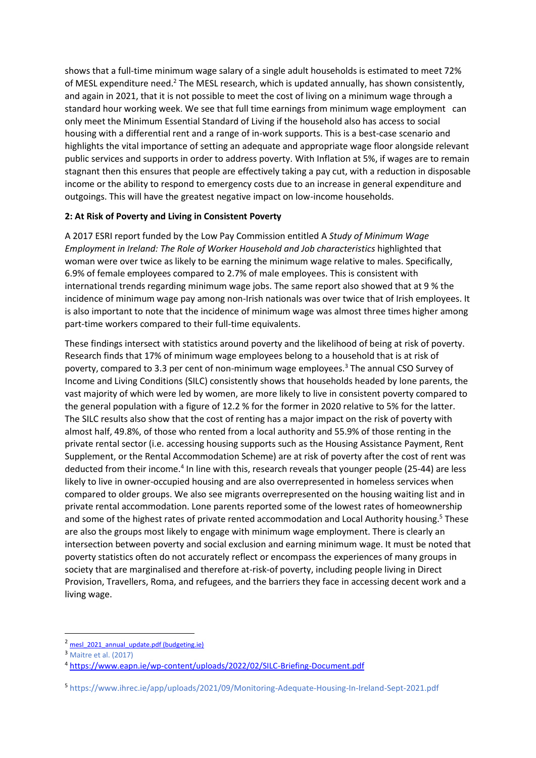shows that a full-time minimum wage salary of a single adult households is estimated to meet 72% of MESL expenditure need.[2] The MESL research, which is updated annually, has shown consistently, and again in 2021, that it is not possible to meet the cost of living on a minimum wage through a standard hour working week. We see that full time earnings from minimum wage employment can only meet the Minimum Essential Standard of Living if the household also has access to social housing with a differential rent and a range of in-work supports. This is a best-case scenario and highlights the vital importance of setting an adequate and appropriate wage floor alongside relevant public services and supports in order to address poverty. With Inflation at 5%, if wages are to remain stagnant then this ensures that people are effectively taking a pay cut, with a reduction in disposable income or the ability to respond to emergency costs due to an increase in general expenditure and outgoings. This will have the greatest negative impact on low-income households.

**2: At Risk of Poverty and Living in Consistent Poverty**

A 2017 ESRI report funded by the Low Pay Commission entitled A *Study of Minimum Wage Employment in Ireland: The Role of Worker Household and Job characteristics* highlighted that woman were over twice as likely to be earning the minimum wage relative to males. Specifically, 6.9% of female employees compared to 2.7% of male employees. This is consistent with international trends regarding minimum wage jobs. The same report also showed that at 9 % the incidence of minimum wage pay among non-Irish nationals was over twice that of Irish employees. It is also important to note that the incidence of minimum wage was almost three times higher among part-time workers compared to their full-time equivalents.

These findings intersect with statistics around poverty and the likelihood of being at risk of poverty. Research finds that 17% of minimum wage employees belong to a household that is at risk of poverty, compared to 3.3 per cent of non-minimum wage employees.[3] The annual CSO Survey of Income and Living Conditions (SILC) consistently shows that households headed by lone parents, the vast majority of which were led by women, are more likely to live in consistent poverty compared to the general population with a figure of 12.2 % for the former in 2020 relative to 5% for the latter. The SILC results also show that the cost of renting has a major impact on the risk of poverty with almost half, 49.8%, of those who rented from a local authority and 55.9% of those renting in the private rental sector (i.e. accessing housing supports such as the Housing Assistance Payment, Rent Supplement, or the Rental Accommodation Scheme) are at risk of poverty after the cost of rent was deducted from their income.[4] In line with this, research reveals that younger people (25-44) are less likely to live in owner-occupied housing and are also overrepresented in homeless services when compared to older groups. We also see migrants overrepresented on the housing waiting list and in private rental accommodation. Lone parents reported some of the lowest rates of homeownership and some of the highest rates of private rented accommodation and Local Authority housing.[5] These are also the groups most likely to engage with minimum wage employment. There is clearly an intersection between poverty and social exclusion and earning minimum wage. It must be noted that poverty statistics often do not accurately reflect or encompass the experiences of many groups in society that are marginalised and therefore at-risk-of poverty, including people living in Direct Provision, Travellers, Roma, and refugees, and the barriers they face in accessing decent work and a living wage.

---

[2] mesl_2021_annual_update.pdf (budgeting.ie)

[3] Maitre et al. (2017)

[4] https://www.eapn.ie/wp-content/uploads/2022/02/SILC-Briefing-Document.pdf

[5] https://www.ihrec.ie/app/uploads/2021/09/Monitoring-Adequate-Housing-In-Ireland-Sept-2021.pdf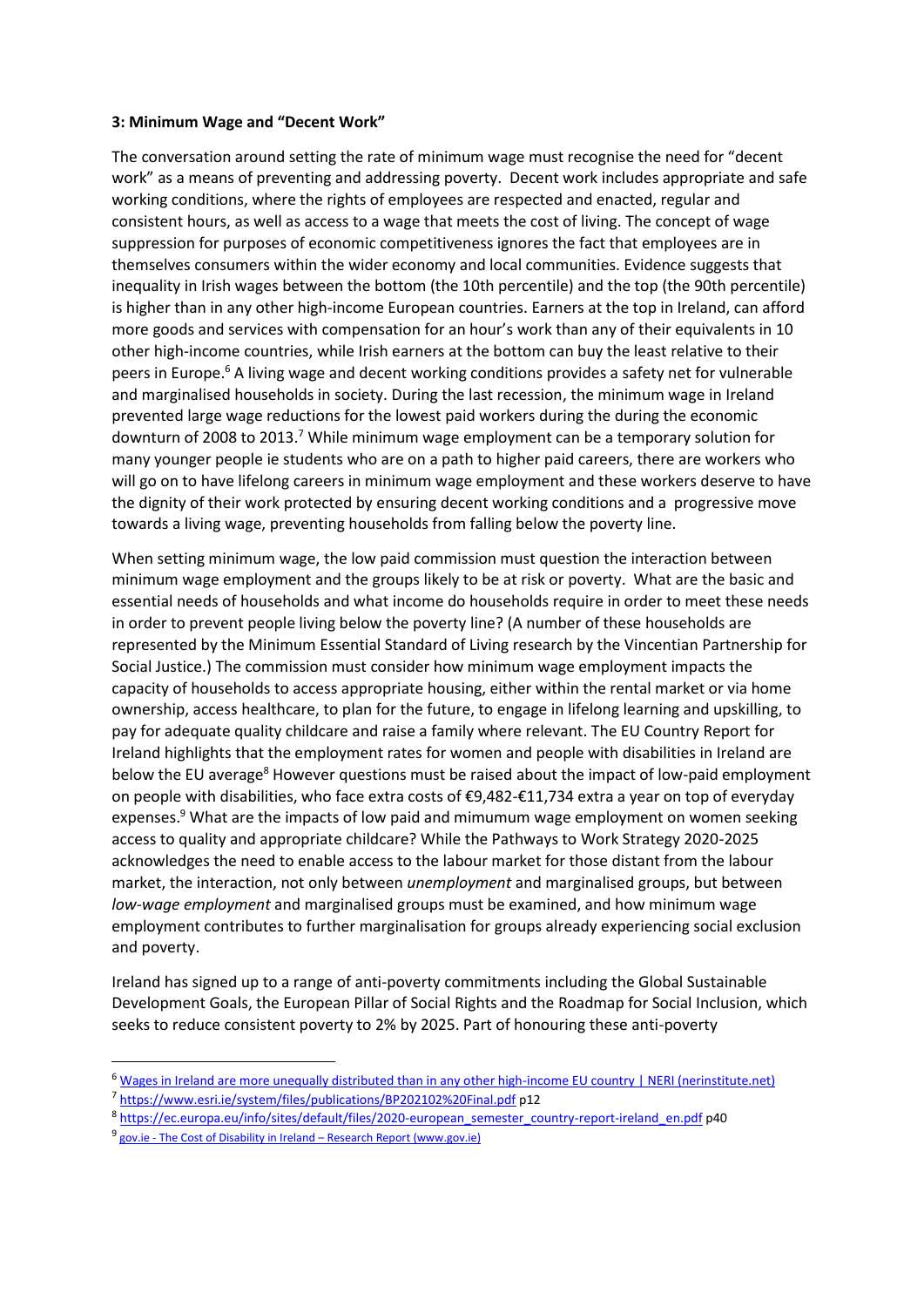**3: Minimum Wage and "Decent Work"**

The conversation around setting the rate of minimum wage must recognise the need for "decent work" as a means of preventing and addressing poverty. Decent work includes appropriate and safe working conditions, where the rights of employees are respected and enacted, regular and consistent hours, as well as access to a wage that meets the cost of living. The concept of wage suppression for purposes of economic competitiveness ignores the fact that employees are in themselves consumers within the wider economy and local communities. Evidence suggests that inequality in Irish wages between the bottom (the 10th percentile) and the top (the 90th percentile) is higher than in any other high-income European countries. Earners at the top in Ireland, can afford more goods and services with compensation for an hour's work than any of their equivalents in 10 other high-income countries, while Irish earners at the bottom can buy the least relative to their peers in Europe.[6] A living wage and decent working conditions provides a safety net for vulnerable and marginalised households in society. During the last recession, the minimum wage in Ireland prevented large wage reductions for the lowest paid workers during the during the economic downturn of 2008 to 2013.[7] While minimum wage employment can be a temporary solution for many younger people ie students who are on a path to higher paid careers, there are workers who will go on to have lifelong careers in minimum wage employment and these workers deserve to have the dignity of their work protected by ensuring decent working conditions and a progressive move towards a living wage, preventing households from falling below the poverty line.

When setting minimum wage, the low paid commission must question the interaction between minimum wage employment and the groups likely to be at risk or poverty. What are the basic and essential needs of households and what income do households require in order to meet these needs in order to prevent people living below the poverty line? (A number of these households are represented by the Minimum Essential Standard of Living research by the Vincentian Partnership for Social Justice.) The commission must consider how minimum wage employment impacts the capacity of households to access appropriate housing, either within the rental market or via home ownership, access healthcare, to plan for the future, to engage in lifelong learning and upskilling, to pay for adequate quality childcare and raise a family where relevant. The EU Country Report for Ireland highlights that the employment rates for women and people with disabilities in Ireland are below the EU average[8] However questions must be raised about the impact of low-paid employment on people with disabilities, who face extra costs of €9,482-€11,734 extra a year on top of everyday expenses.[9] What are the impacts of low paid and mimumum wage employment on women seeking access to quality and appropriate childcare? While the Pathways to Work Strategy 2020-2025 acknowledges the need to enable access to the labour market for those distant from the labour market, the interaction, not only between *unemployment* and marginalised groups, but between *low-wage employment* and marginalised groups must be examined, and how minimum wage employment contributes to further marginalisation for groups already experiencing social exclusion and poverty.

Ireland has signed up to a range of anti-poverty commitments including the Global Sustainable Development Goals, the European Pillar of Social Rights and the Roadmap for Social Inclusion, which seeks to reduce consistent poverty to 2% by 2025. Part of honouring these anti-poverty

---

[6] Wages in Ireland are more unequally distributed than in any other high-income EU country | NERI (nerinstitute.net)

[7] https://www.esri.ie/system/files/publications/BP202102%20Final.pdf p12

[8] https://ec.europa.eu/info/sites/default/files/2020-european_semester_country-report-ireland_en.pdf p40

[9] gov.ie - The Cost of Disability in Ireland – Research Report (www.gov.ie)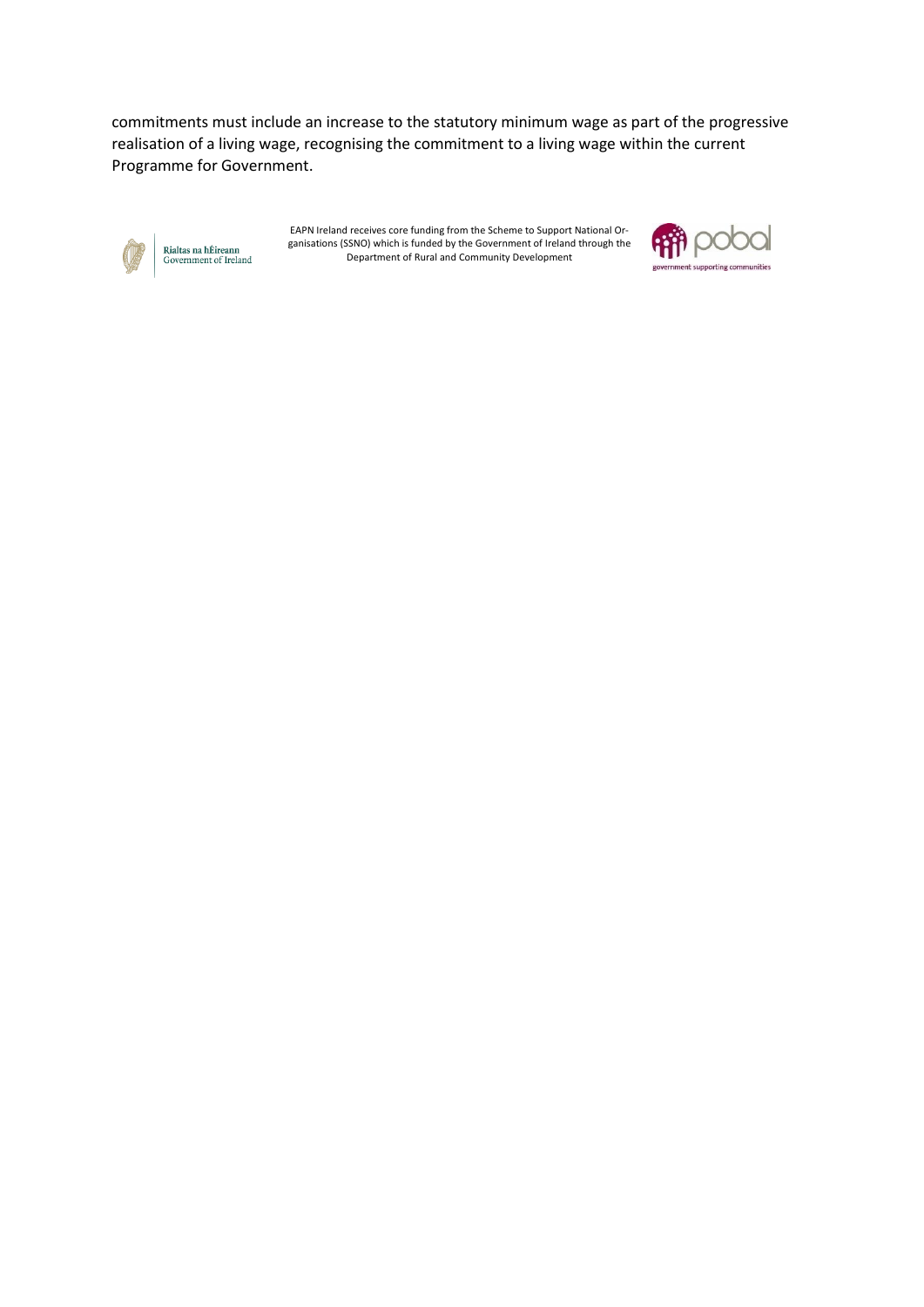commitments must include an increase to the statutory minimum wage as part of the progressive realisation of a living wage, recognising the commitment to a living wage within the current Programme for Government.

Rialtas na hÉireann
Government of Ireland

EAPN Ireland receives core funding from the Scheme to Support National Organisations (SSNO) which is funded by the Government of Ireland through the Department of Rural and Community Development

pobal
government supporting communities